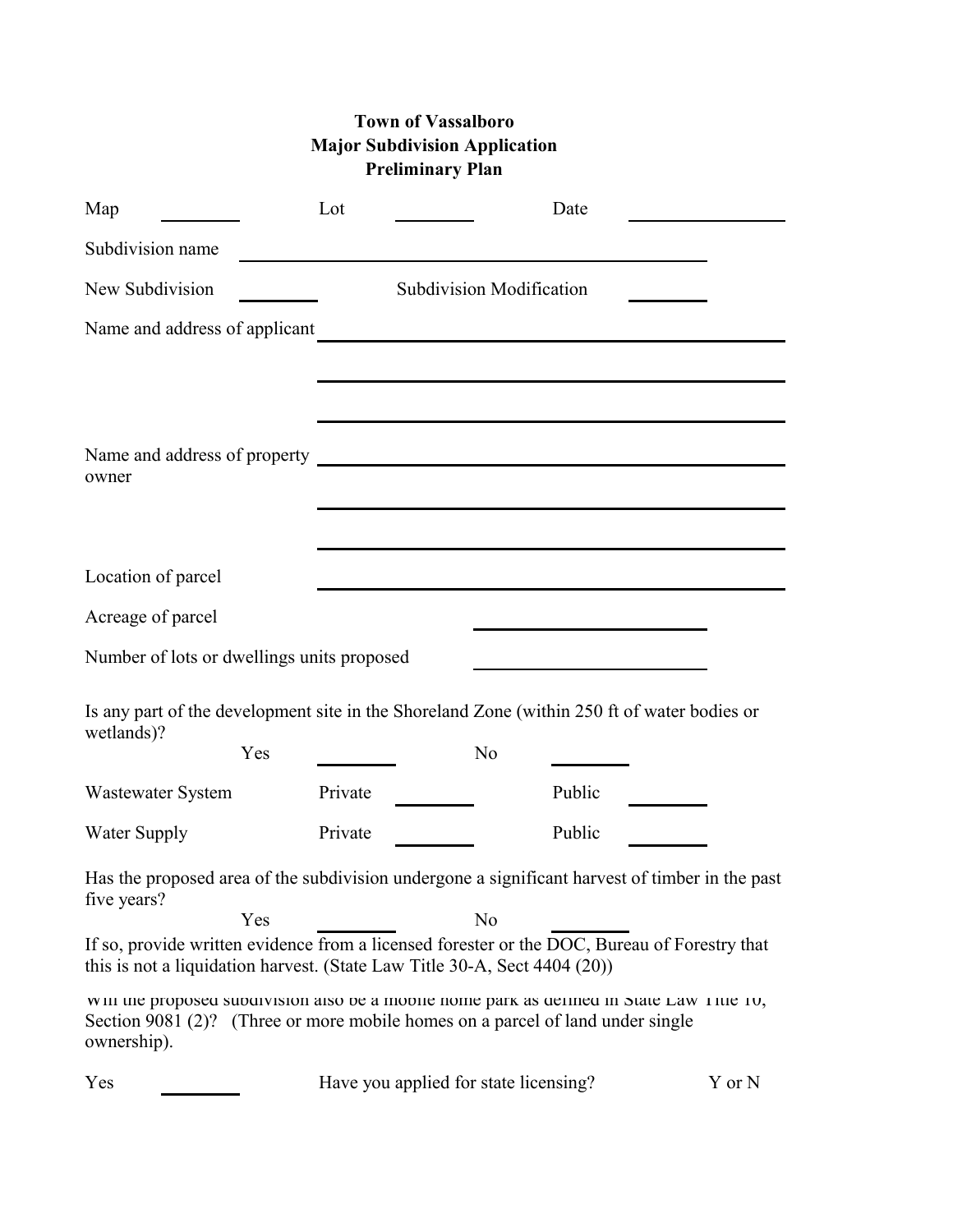# Town of Vassalboro
## Major Subdivision Application
### Preliminary Plan

Map ________ Lot ________ Date ________________

Subdivision name ____________________________________________

New Subdivision ________ Subdivision Modification ________

Name and address of applicant ____________________________________________

____________________________________________

____________________________________________

Name and address of property owner ____________________________________________

____________________________________________

____________________________________________

Location of parcel ____________________________________________

Acreage of parcel ______________________

Number of lots or dwellings units proposed ______________________

Is any part of the development site in the Shoreland Zone (within 250 ft of water bodies or wetlands)?

Yes ________ No ________

Wastewater System Private ________ Public ________

Water Supply Private ________ Public ________

Has the proposed area of the subdivision undergone a significant harvest of timber in the past five years?

Yes ________ No ________

If so, provide written evidence from a licensed forester or the DOC, Bureau of Forestry that this is not a liquidation harvest. (State Law Title 30-A, Sect 4404 (20))

Will the proposed subdivision also be a mobile home park as defined in State Law Title 10, Section 9081 (2)? (Three or more mobile homes on a parcel of land under single ownership).

Yes ________ Have you applied for state licensing? Y or N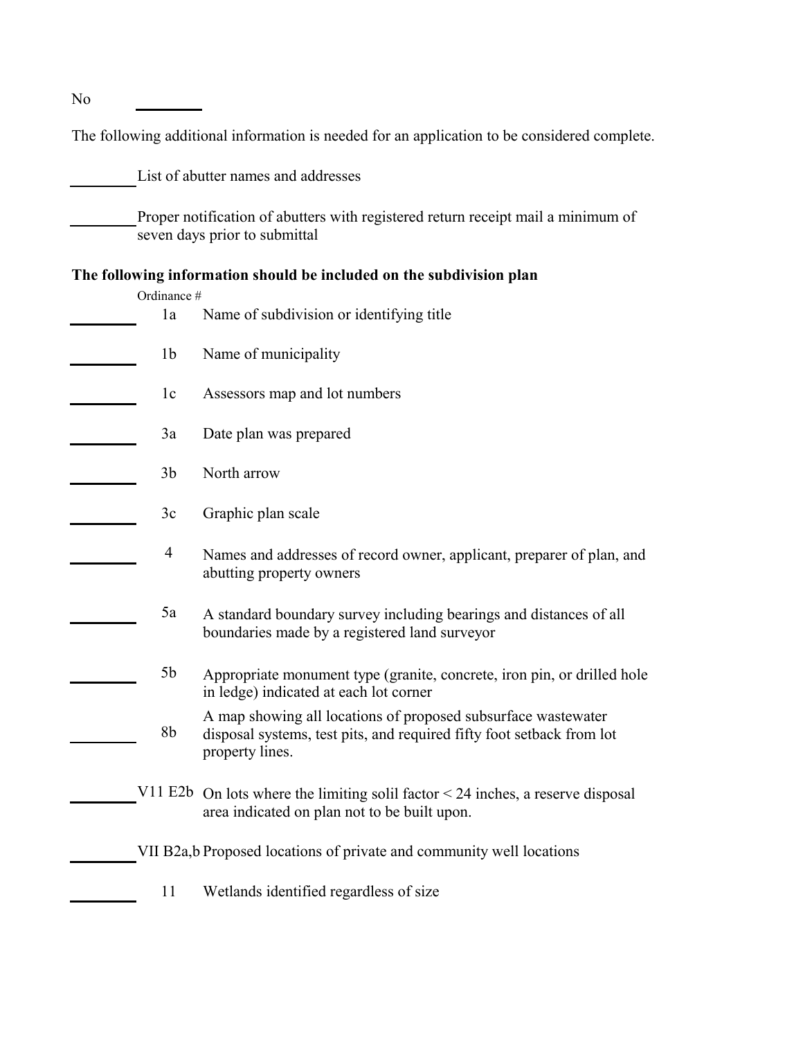No ________

The following additional information is needed for an application to be considered complete.

________ List of abutter names and addresses

________ Proper notification of abutters with registered return receipt mail a minimum of seven days prior to submittal

**The following information should be included on the subdivision plan**

| | Ordinance # | |
|---|---|---|
| ________ | 1a | Name of subdivision or identifying title |
| ________ | 1b | Name of municipality |
| ________ | 1c | Assessors map and lot numbers |
| ________ | 3a | Date plan was prepared |
| ________ | 3b | North arrow |
| ________ | 3c | Graphic plan scale |
| ________ | 4 | Names and addresses of record owner, applicant, preparer of plan, and abutting property owners |
| ________ | 5a | A standard boundary survey including bearings and distances of all boundaries made by a registered land surveyor |
| ________ | 5b | Appropriate monument type (granite, concrete, iron pin, or drilled hole in ledge) indicated at each lot corner |
| ________ | 8b | A map showing all locations of proposed subsurface wastewater disposal systems, test pits, and required fifty foot setback from lot property lines. |
| ________ | V11 E2b | On lots where the limiting solil factor < 24 inches, a reserve disposal area indicated on plan not to be built upon. |
| ________ | VII B2a,b | Proposed locations of private and community well locations |
| ________ | 11 | Wetlands identified regardless of size |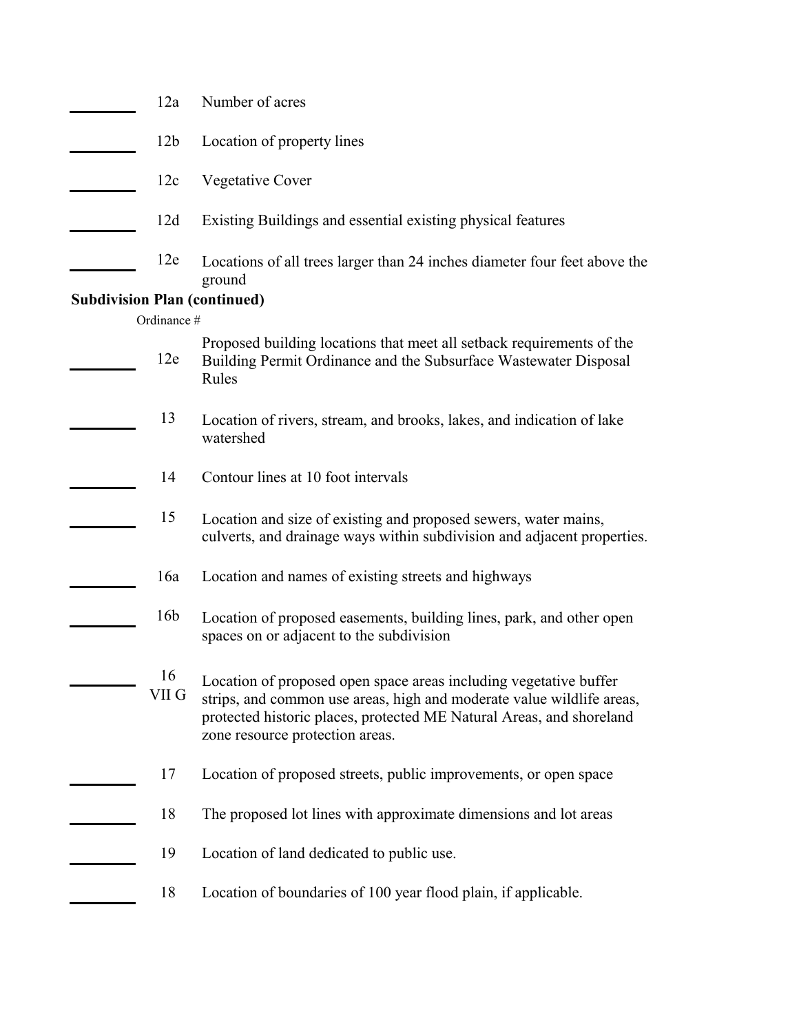| | | |
|---|---|---|
| ________ | 12a | Number of acres |
| ________ | 12b | Location of property lines |
| ________ | 12c | Vegetative Cover |
| ________ | 12d | Existing Buildings and essential existing physical features |
| ________ | 12e | Locations of all trees larger than 24 inches diameter four feet above the ground |

**Subdivision Plan (continued)**

| | Ordinance # | |
|---|---|---|
| ________ | 12e | Proposed building locations that meet all setback requirements of the Building Permit Ordinance and the Subsurface Wastewater Disposal Rules |
| ________ | 13 | Location of rivers, stream, and brooks, lakes, and indication of lake watershed |
| ________ | 14 | Contour lines at 10 foot intervals |
| ________ | 15 | Location and size of existing and proposed sewers, water mains, culverts, and drainage ways within subdivision and adjacent properties. |
| ________ | 16a | Location and names of existing streets and highways |
| ________ | 16b | Location of proposed easements, building lines, park, and other open spaces on or adjacent to the subdivision |
| ________ | 16 VII G | Location of proposed open space areas including vegetative buffer strips, and common use areas, high and moderate value wildlife areas, protected historic places, protected ME Natural Areas, and shoreland zone resource protection areas. |
| ________ | 17 | Location of proposed streets, public improvements, or open space |
| ________ | 18 | The proposed lot lines with approximate dimensions and lot areas |
| ________ | 19 | Location of land dedicated to public use. |
| ________ | 18 | Location of boundaries of 100 year flood plain, if applicable. |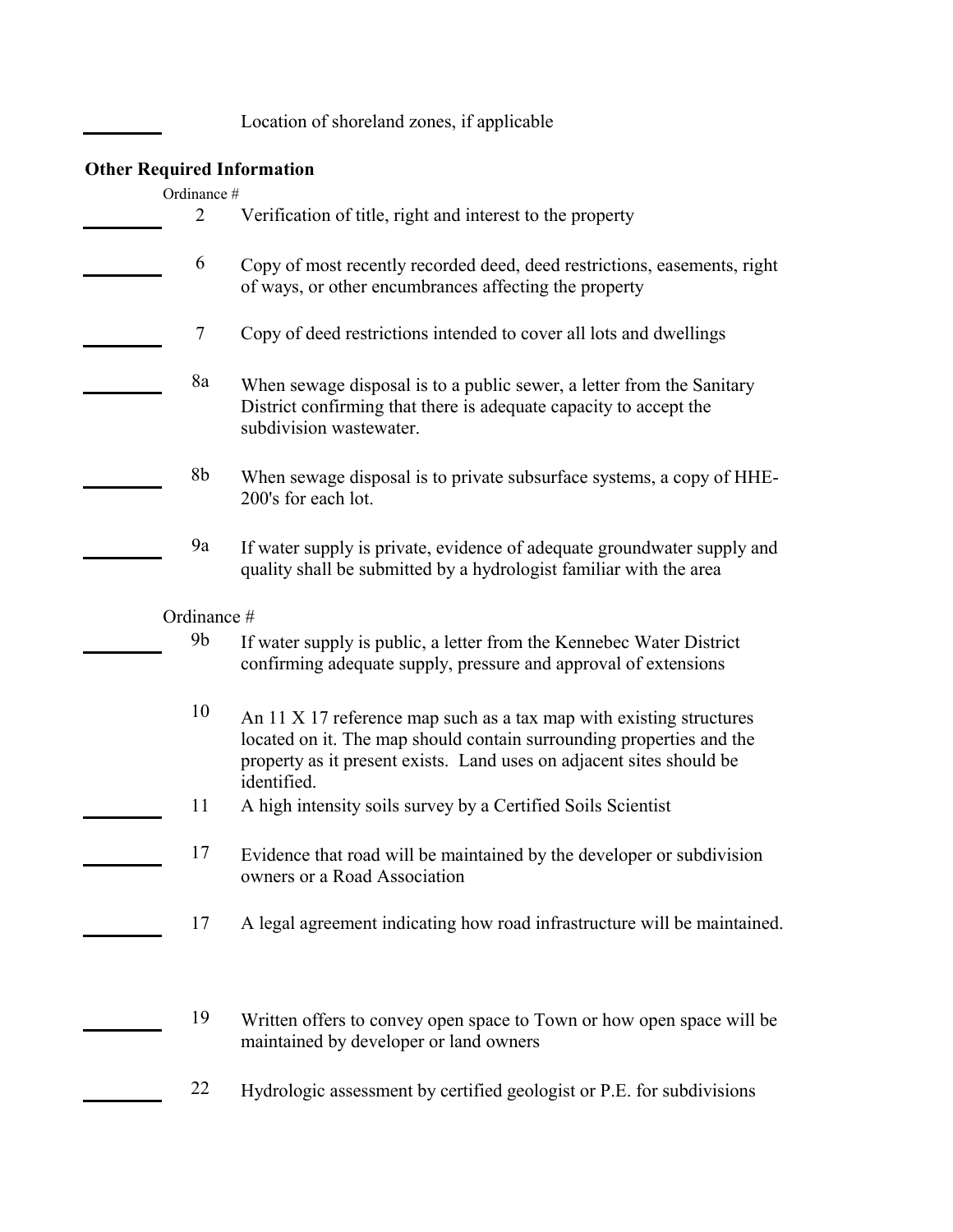\_\_\_\_\_\_\_\_ Location of shoreland zones, if applicable

**Other Required Information**

| | Ordinance # | |
|---|---|---|
| \_\_\_\_\_\_\_\_ | 2 | Verification of title, right and interest to the property |
| \_\_\_\_\_\_\_\_ | 6 | Copy of most recently recorded deed, deed restrictions, easements, right of ways, or other encumbrances affecting the property |
| \_\_\_\_\_\_\_\_ | 7 | Copy of deed restrictions intended to cover all lots and dwellings |
| \_\_\_\_\_\_\_\_ | 8a | When sewage disposal is to a public sewer, a letter from the Sanitary District confirming that there is adequate capacity to accept the subdivision wastewater. |
| \_\_\_\_\_\_\_\_ | 8b | When sewage disposal is to private subsurface systems, a copy of HHE-200's for each lot. |
| \_\_\_\_\_\_\_\_ | 9a | If water supply is private, evidence of adequate groundwater supply and quality shall be submitted by a hydrologist familiar with the area |

| | Ordinance # | |
|---|---|---|
| \_\_\_\_\_\_\_\_ | 9b | If water supply is public, a letter from the Kennebec Water District confirming adequate supply, pressure and approval of extensions |
| | 10 | An 11 X 17 reference map such as a tax map with existing structures located on it. The map should contain surrounding properties and the property as it present exists. Land uses on adjacent sites should be identified. |
| \_\_\_\_\_\_\_\_ | 11 | A high intensity soils survey by a Certified Soils Scientist |
| \_\_\_\_\_\_\_\_ | 17 | Evidence that road will be maintained by the developer or subdivision owners or a Road Association |
| \_\_\_\_\_\_\_\_ | 17 | A legal agreement indicating how road infrastructure will be maintained. |
| \_\_\_\_\_\_\_\_ | 19 | Written offers to convey open space to Town or how open space will be maintained by developer or land owners |
| \_\_\_\_\_\_\_\_ | 22 | Hydrologic assessment by certified geologist or P.E. for subdivisions |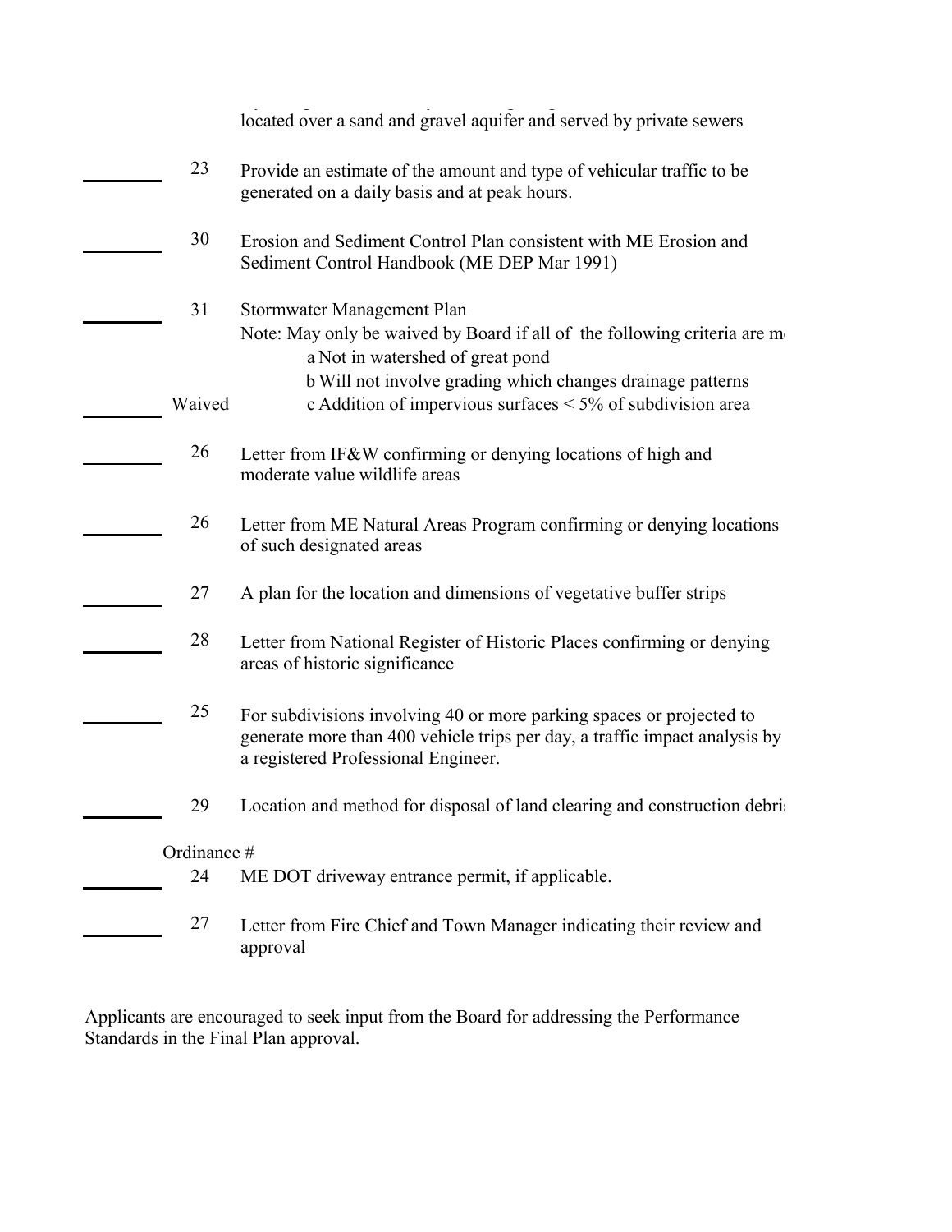located over a sand and gravel aquifer and served by private sewers

| | Ordinance # | Item |
|---|---|---|
| ________ | 23 | Provide an estimate of the amount and type of vehicular traffic to be generated on a daily basis and at peak hours. |
| ________ | 30 | Erosion and Sediment Control Plan consistent with ME Erosion and Sediment Control Handbook (ME DEP Mar 1991) |
| ________ | 31 | Stormwater Management Plan<br>Note: May only be waived by Board if all of the following criteria are m<br>a Not in watershed of great pond<br>b Will not involve grading which changes drainage patterns |
| ________ | Waived | c Addition of impervious surfaces < 5% of subdivision area |
| ________ | 26 | Letter from IF&W confirming or denying locations of high and moderate value wildlife areas |
| ________ | 26 | Letter from ME Natural Areas Program confirming or denying locations of such designated areas |
| ________ | 27 | A plan for the location and dimensions of vegetative buffer strips |
| ________ | 28 | Letter from National Register of Historic Places confirming or denying areas of historic significance |
| ________ | 25 | For subdivisions involving 40 or more parking spaces or projected to generate more than 400 vehicle trips per day, a traffic impact analysis by a registered Professional Engineer. |
| ________ | 29 | Location and method for disposal of land clearing and construction debri |
| ________ | 24 | ME DOT driveway entrance permit, if applicable. |
| ________ | 27 | Letter from Fire Chief and Town Manager indicating their review and approval |

Applicants are encouraged to seek input from the Board for addressing the Performance Standards in the Final Plan approval.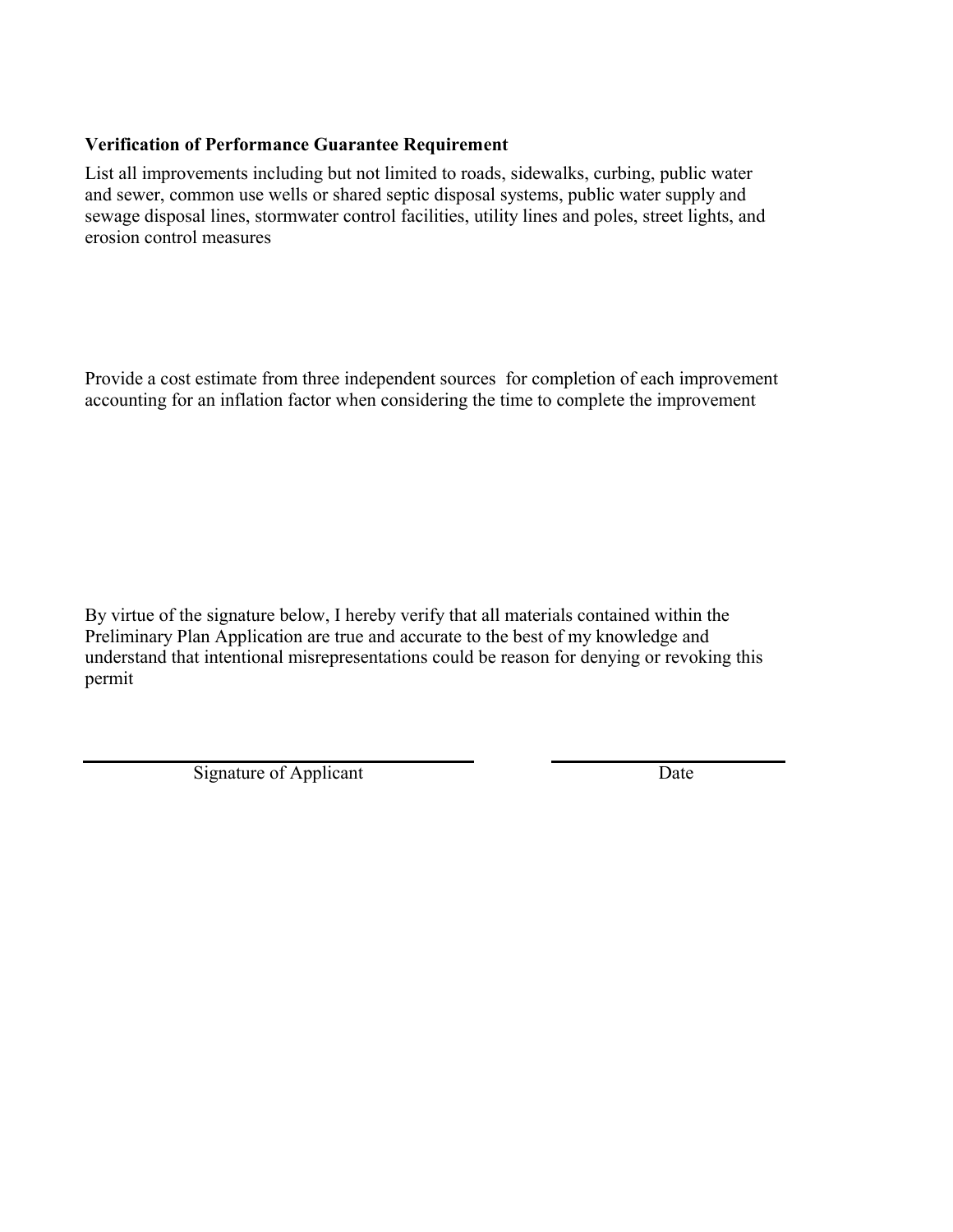**Verification of Performance Guarantee Requirement**

List all improvements including but not limited to roads, sidewalks, curbing, public water and sewer, common use wells or shared septic disposal systems, public water supply and sewage disposal lines, stormwater control facilities, utility lines and poles, street lights, and erosion control measures

Provide a cost estimate from three independent sources for completion of each improvement accounting for an inflation factor when considering the time to complete the improvement

By virtue of the signature below, I hereby verify that all materials contained within the Preliminary Plan Application are true and accurate to the best of my knowledge and understand that intentional misrepresentations could be reason for denying or revoking this permit

\_\_\_\_\_\_\_\_\_\_\_\_\_\_\_\_\_\_\_\_\_\_\_\_\_\_\_\_\_\_\_\_\_\_\_\_ \_\_\_\_\_\_\_\_\_\_\_\_\_\_\_\_\_\_\_\_\_\_

Signature of Applicant Date